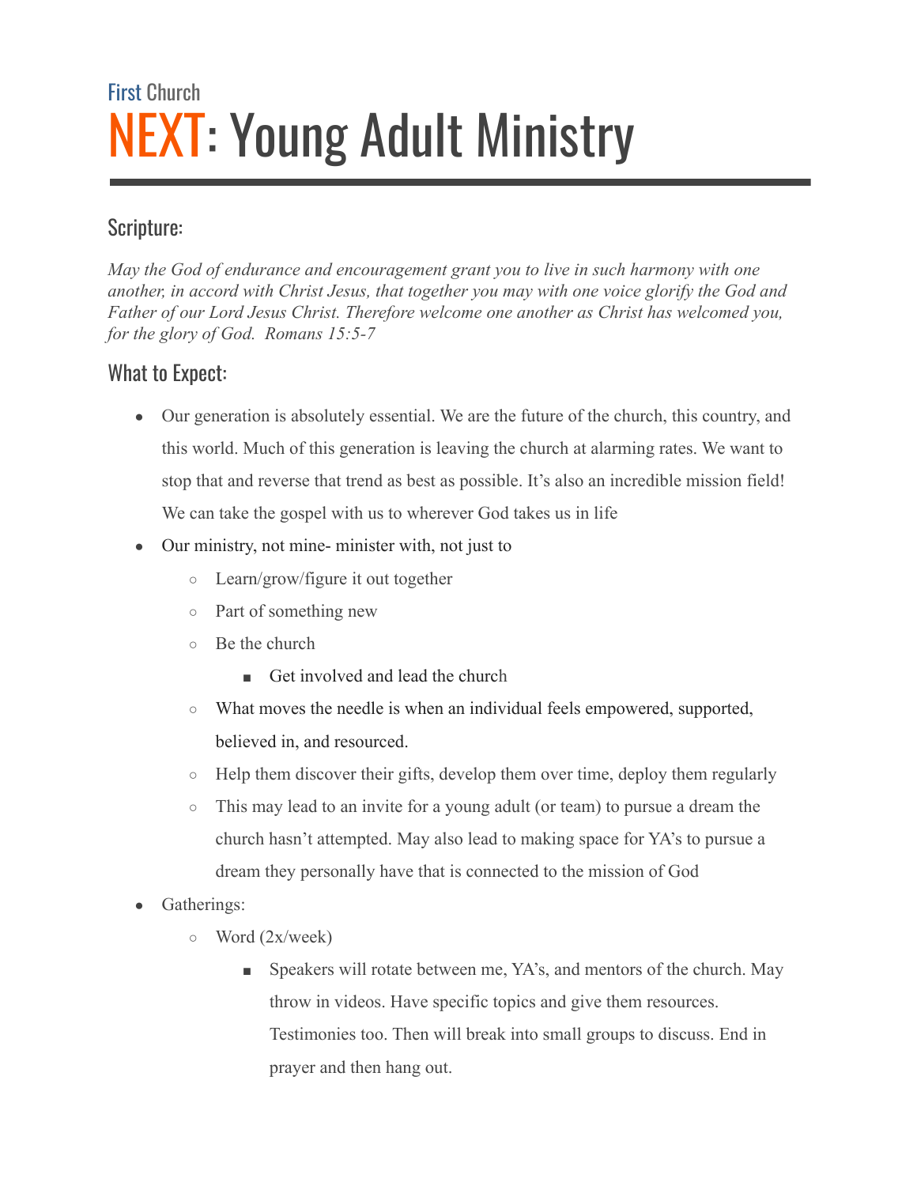First Church

# NEXT: Young Adult Ministry

## Scripture:

*May the God of endurance and encouragement grant you to live in such harmony with one another, in accord with Christ Jesus, that together you may with one voice glorify the God and Father of our Lord Jesus Christ. Therefore welcome one another as Christ has welcomed you, for the glory of God. Romans 15:5-7*

## What to Expect:

- Our generation is absolutely essential. We are the future of the church, this country, and this world. Much of this generation is leaving the church at alarming rates. We want to stop that and reverse that trend as best as possible. It's also an incredible mission field! We can take the gospel with us to wherever God takes us in life
- Our ministry, not mine- minister with, not just to
  - Learn/grow/figure it out together
  - Part of something new
  - Be the church
    - Get involved and lead the church
  - What moves the needle is when an individual feels empowered, supported, believed in, and resourced.
  - Help them discover their gifts, develop them over time, deploy them regularly
  - This may lead to an invite for a young adult (or team) to pursue a dream the church hasn't attempted. May also lead to making space for YA's to pursue a dream they personally have that is connected to the mission of God
- Gatherings:
  - Word (2x/week)
    - Speakers will rotate between me, YA's, and mentors of the church. May throw in videos. Have specific topics and give them resources. Testimonies too. Then will break into small groups to discuss. End in prayer and then hang out.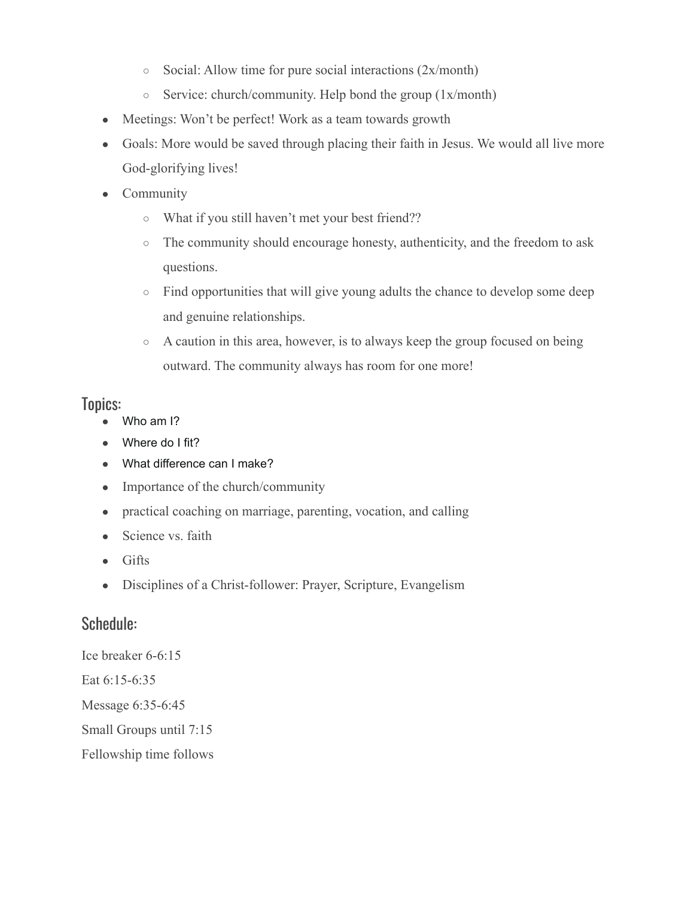- Social: Allow time for pure social interactions (2x/month)
  - Service: church/community. Help bond the group (1x/month)
- Meetings: Won't be perfect! Work as a team towards growth
- Goals: More would be saved through placing their faith in Jesus. We would all live more God-glorifying lives!
- Community
  - What if you still haven't met your best friend??
  - The community should encourage honesty, authenticity, and the freedom to ask questions.
  - Find opportunities that will give young adults the chance to develop some deep and genuine relationships.
  - A caution in this area, however, is to always keep the group focused on being outward. The community always has room for one more!

## Topics:

- Who am I?
- Where do I fit?
- What difference can I make?
- Importance of the church/community
- practical coaching on marriage, parenting, vocation, and calling
- Science vs. faith
- Gifts
- Disciplines of a Christ-follower: Prayer, Scripture, Evangelism

## Schedule:

Ice breaker 6-6:15

Eat 6:15-6:35

Message 6:35-6:45

Small Groups until 7:15

Fellowship time follows